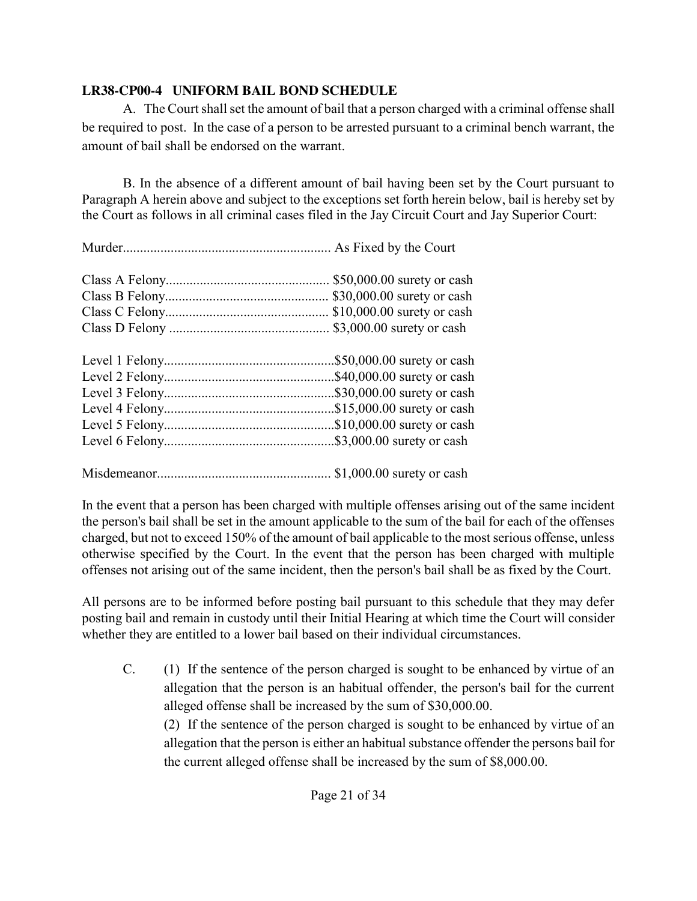## LR38-CP00-4 UNIFORM BAIL BOND SCHEDULE

A. The Court shall set the amount of bail that a person charged with a criminal offense shall be required to post. In the case of a person to be arrested pursuant to a criminal bench warrant, the amount of bail shall be endorsed on the warrant.

B. In the absence of a different amount of bail having been set by the Court pursuant to Paragraph A herein above and subject to the exceptions set forth herein below, bail is hereby set by the Court as follows in all criminal cases filed in the Jay Circuit Court and Jay Superior Court:

Murder............................................................ As Fixed by the Court

Class A Felony................................................ $50,000.00 surety or cash
Class B Felony................................................ $30,000.00 surety or cash
Class C Felony................................................ $10,000.00 surety or cash
Class D Felony ............................................... $3,000.00 surety or cash

Level 1 Felony..................................................$50,000.00 surety or cash
Level 2 Felony..................................................$40,000.00 surety or cash
Level 3 Felony..................................................$30,000.00 surety or cash
Level 4 Felony..................................................$15,000.00 surety or cash
Level 5 Felony..................................................$10,000.00 surety or cash
Level 6 Felony..................................................$3,000.00 surety or cash

Misdemeanor.................................................. $1,000.00 surety or cash

In the event that a person has been charged with multiple offenses arising out of the same incident the person's bail shall be set in the amount applicable to the sum of the bail for each of the offenses charged, but not to exceed 150% of the amount of bail applicable to the most serious offense, unless otherwise specified by the Court. In the event that the person has been charged with multiple offenses not arising out of the same incident, then the person's bail shall be as fixed by the Court.

All persons are to be informed before posting bail pursuant to this schedule that they may defer posting bail and remain in custody until their Initial Hearing at which time the Court will consider whether they are entitled to a lower bail based on their individual circumstances.

C. (1) If the sentence of the person charged is sought to be enhanced by virtue of an allegation that the person is an habitual offender, the person's bail for the current alleged offense shall be increased by the sum of $30,000.00.

(2) If the sentence of the person charged is sought to be enhanced by virtue of an allegation that the person is either an habitual substance offender the persons bail for the current alleged offense shall be increased by the sum of $8,000.00.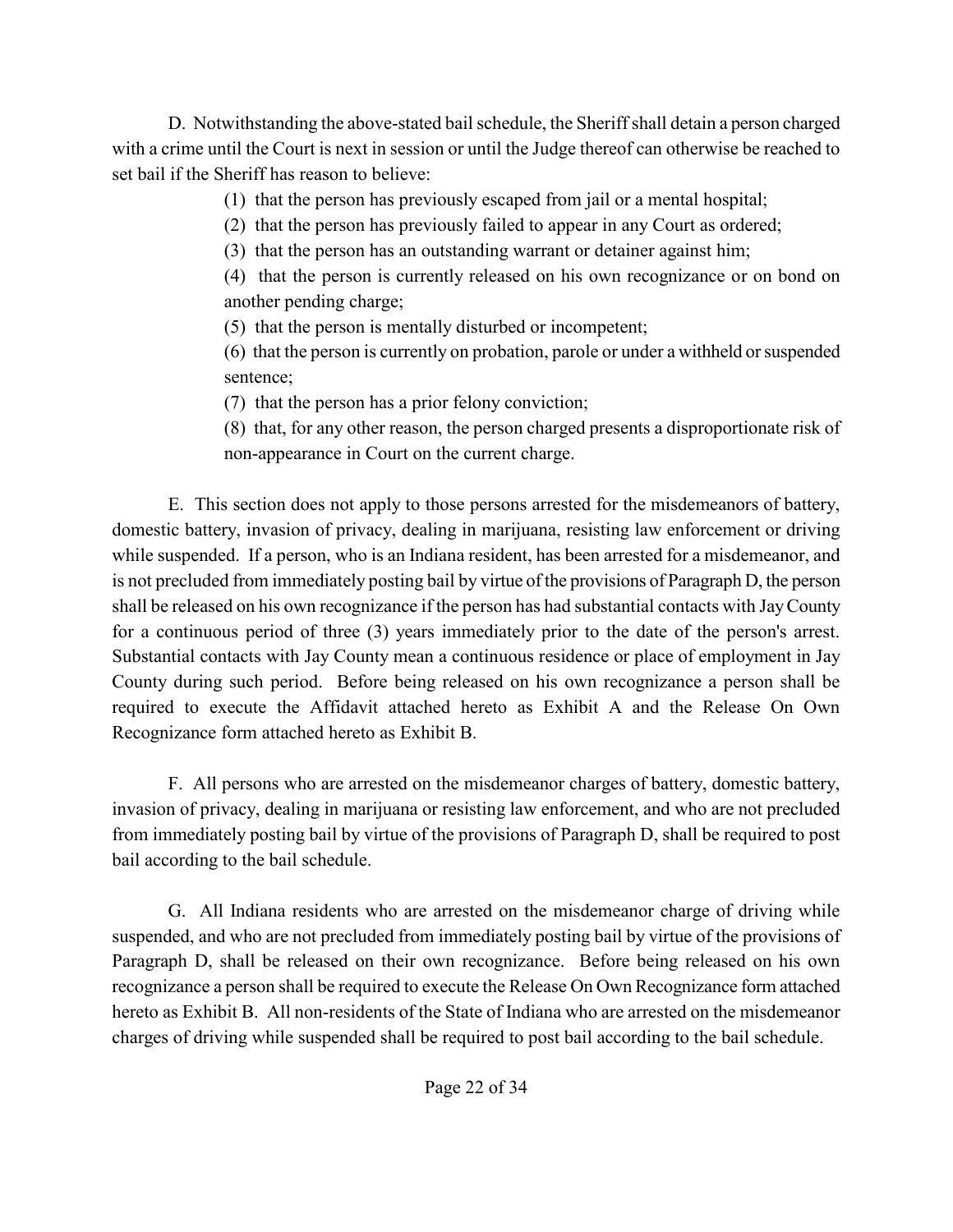D. Notwithstanding the above-stated bail schedule, the Sheriff shall detain a person charged with a crime until the Court is next in session or until the Judge thereof can otherwise be reached to set bail if the Sheriff has reason to believe:

(1) that the person has previously escaped from jail or a mental hospital;

(2) that the person has previously failed to appear in any Court as ordered;

(3) that the person has an outstanding warrant or detainer against him;

(4) that the person is currently released on his own recognizance or on bond on another pending charge;

(5) that the person is mentally disturbed or incompetent;

(6) that the person is currently on probation, parole or under a withheld or suspended sentence;

(7) that the person has a prior felony conviction;

(8) that, for any other reason, the person charged presents a disproportionate risk of non-appearance in Court on the current charge.

E. This section does not apply to those persons arrested for the misdemeanors of battery, domestic battery, invasion of privacy, dealing in marijuana, resisting law enforcement or driving while suspended. If a person, who is an Indiana resident, has been arrested for a misdemeanor, and is not precluded from immediately posting bail by virtue of the provisions of Paragraph D, the person shall be released on his own recognizance if the person has had substantial contacts with Jay County for a continuous period of three (3) years immediately prior to the date of the person's arrest. Substantial contacts with Jay County mean a continuous residence or place of employment in Jay County during such period. Before being released on his own recognizance a person shall be required to execute the Affidavit attached hereto as Exhibit A and the Release On Own Recognizance form attached hereto as Exhibit B.

F. All persons who are arrested on the misdemeanor charges of battery, domestic battery, invasion of privacy, dealing in marijuana or resisting law enforcement, and who are not precluded from immediately posting bail by virtue of the provisions of Paragraph D, shall be required to post bail according to the bail schedule.

G. All Indiana residents who are arrested on the misdemeanor charge of driving while suspended, and who are not precluded from immediately posting bail by virtue of the provisions of Paragraph D, shall be released on their own recognizance. Before being released on his own recognizance a person shall be required to execute the Release On Own Recognizance form attached hereto as Exhibit B. All non-residents of the State of Indiana who are arrested on the misdemeanor charges of driving while suspended shall be required to post bail according to the bail schedule.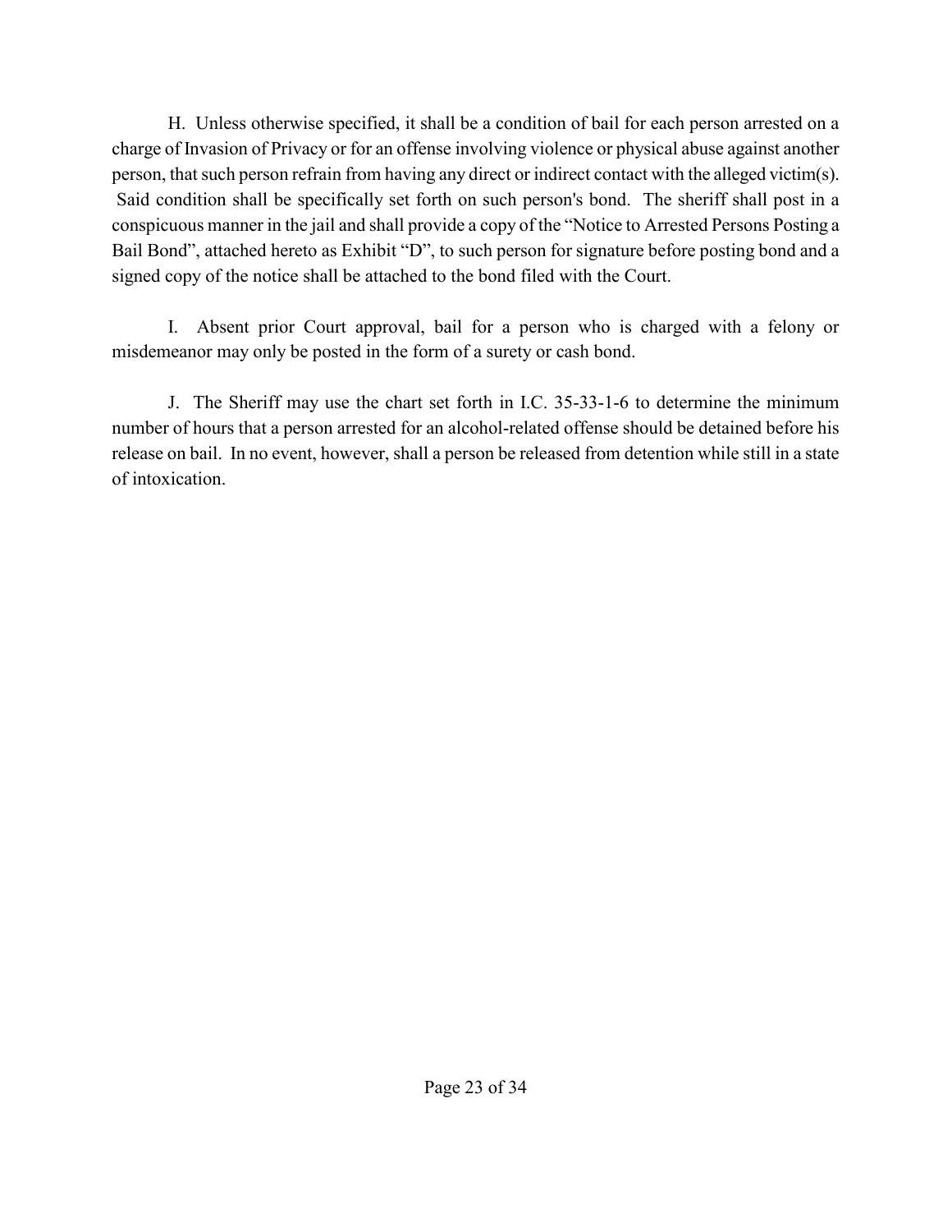H. Unless otherwise specified, it shall be a condition of bail for each person arrested on a charge of Invasion of Privacy or for an offense involving violence or physical abuse against another person, that such person refrain from having any direct or indirect contact with the alleged victim(s). Said condition shall be specifically set forth on such person's bond. The sheriff shall post in a conspicuous manner in the jail and shall provide a copy of the "Notice to Arrested Persons Posting a Bail Bond", attached hereto as Exhibit "D", to such person for signature before posting bond and a signed copy of the notice shall be attached to the bond filed with the Court.

I. Absent prior Court approval, bail for a person who is charged with a felony or misdemeanor may only be posted in the form of a surety or cash bond.

J. The Sheriff may use the chart set forth in I.C. 35-33-1-6 to determine the minimum number of hours that a person arrested for an alcohol-related offense should be detained before his release on bail. In no event, however, shall a person be released from detention while still in a state of intoxication.